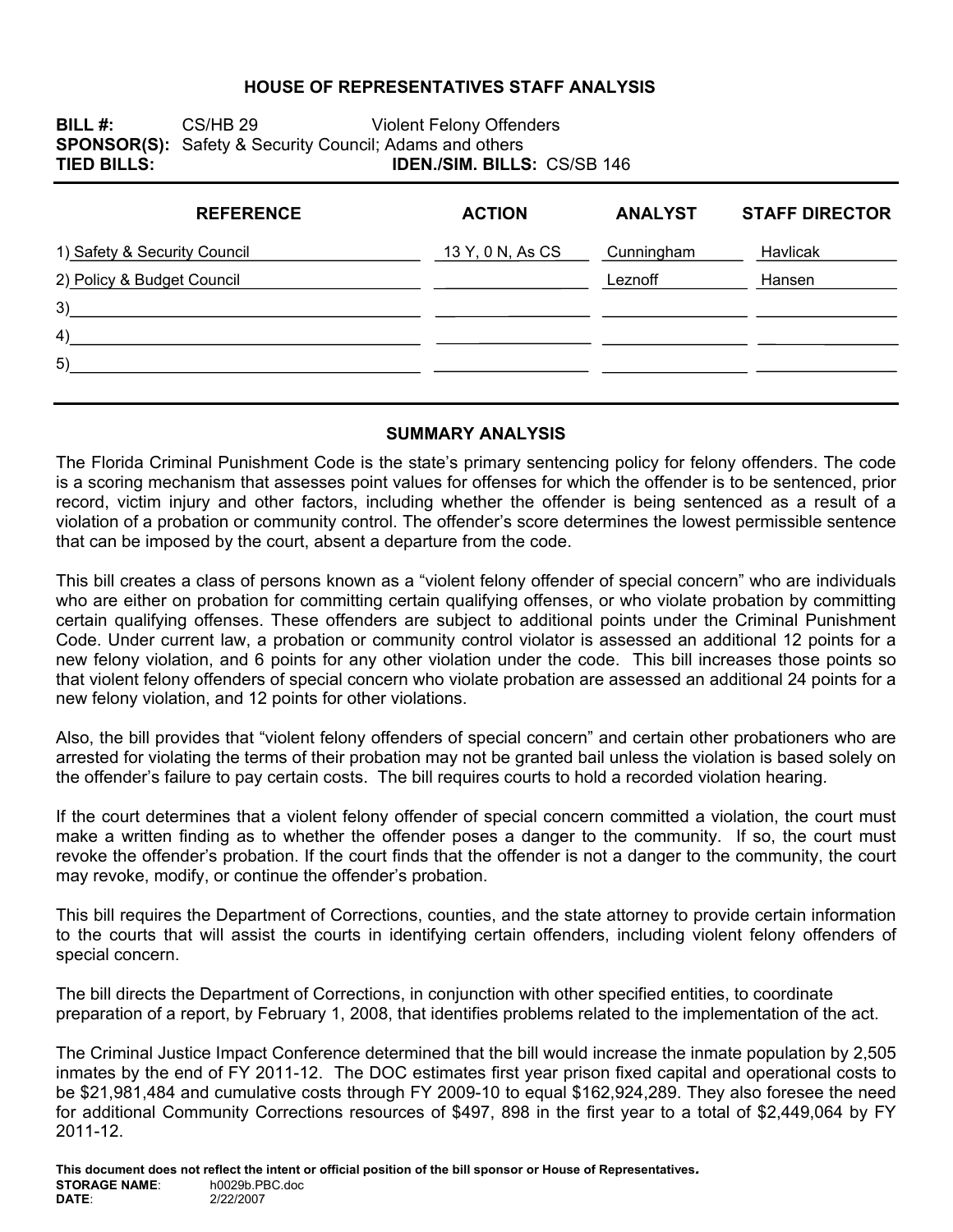# HOUSE OF REPRESENTATIVES STAFF ANALYSIS

**BILL #:** CS/HB 29 Violent Felony Offenders
**SPONSOR(S):** Safety & Security Council; Adams and others
**TIED BILLS:** **IDEN./SIM. BILLS:** CS/SB 146

| REFERENCE | ACTION | ANALYST | STAFF DIRECTOR |
|---|---|---|---|
| 1) Safety & Security Council | 13 Y, 0 N, As CS | Cunningham | Havlicak |
| 2) Policy & Budget Council | | Leznoff | Hansen |
| 3) | | | |
| 4) | | | |
| 5) | | | |

## SUMMARY ANALYSIS

The Florida Criminal Punishment Code is the state's primary sentencing policy for felony offenders. The code is a scoring mechanism that assesses point values for offenses for which the offender is to be sentenced, prior record, victim injury and other factors, including whether the offender is being sentenced as a result of a violation of a probation or community control. The offender's score determines the lowest permissible sentence that can be imposed by the court, absent a departure from the code.

This bill creates a class of persons known as a "violent felony offender of special concern" who are individuals who are either on probation for committing certain qualifying offenses, or who violate probation by committing certain qualifying offenses. These offenders are subject to additional points under the Criminal Punishment Code. Under current law, a probation or community control violator is assessed an additional 12 points for a new felony violation, and 6 points for any other violation under the code. This bill increases those points so that violent felony offenders of special concern who violate probation are assessed an additional 24 points for a new felony violation, and 12 points for other violations.

Also, the bill provides that "violent felony offenders of special concern" and certain other probationers who are arrested for violating the terms of their probation may not be granted bail unless the violation is based solely on the offender's failure to pay certain costs. The bill requires courts to hold a recorded violation hearing.

If the court determines that a violent felony offender of special concern committed a violation, the court must make a written finding as to whether the offender poses a danger to the community. If so, the court must revoke the offender's probation. If the court finds that the offender is not a danger to the community, the court may revoke, modify, or continue the offender's probation.

This bill requires the Department of Corrections, counties, and the state attorney to provide certain information to the courts that will assist the courts in identifying certain offenders, including violent felony offenders of special concern.

The bill directs the Department of Corrections, in conjunction with other specified entities, to coordinate preparation of a report, by February 1, 2008, that identifies problems related to the implementation of the act.

The Criminal Justice Impact Conference determined that the bill would increase the inmate population by 2,505 inmates by the end of FY 2011-12. The DOC estimates first year prison fixed capital and operational costs to be $21,981,484 and cumulative costs through FY 2009-10 to equal $162,924,289. They also foresee the need for additional Community Corrections resources of $497, 898 in the first year to a total of $2,449,064 by FY 2011-12.

**This document does not reflect the intent or official position of the bill sponsor or House of Representatives.**
**STORAGE NAME**: h0029b.PBC.doc
**DATE**: 2/22/2007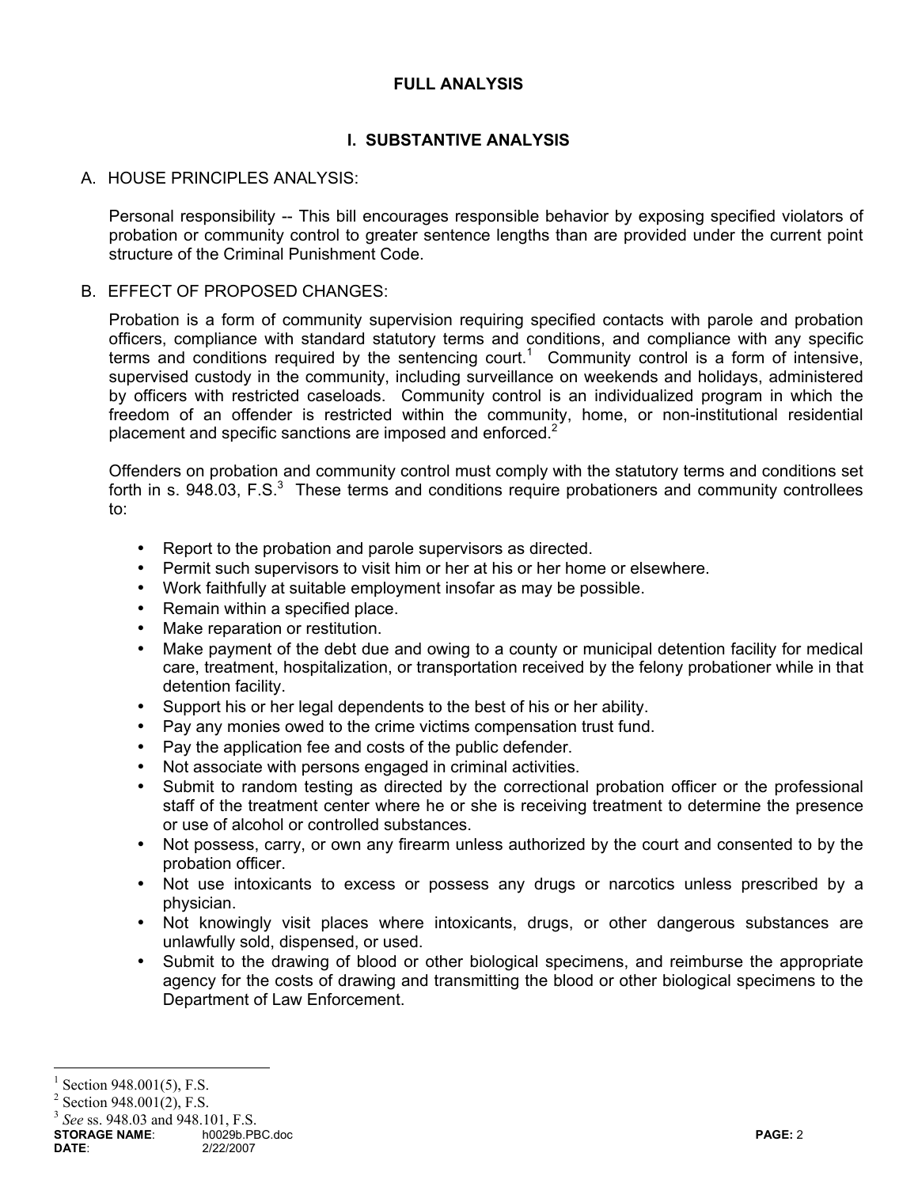## FULL ANALYSIS

### I. SUBSTANTIVE ANALYSIS

A. HOUSE PRINCIPLES ANALYSIS:

Personal responsibility -- This bill encourages responsible behavior by exposing specified violators of probation or community control to greater sentence lengths than are provided under the current point structure of the Criminal Punishment Code.

B. EFFECT OF PROPOSED CHANGES:

Probation is a form of community supervision requiring specified contacts with parole and probation officers, compliance with standard statutory terms and conditions, and compliance with any specific terms and conditions required by the sentencing court.[1] Community control is a form of intensive, supervised custody in the community, including surveillance on weekends and holidays, administered by officers with restricted caseloads. Community control is an individualized program in which the freedom of an offender is restricted within the community, home, or non-institutional residential placement and specific sanctions are imposed and enforced.[2]

Offenders on probation and community control must comply with the statutory terms and conditions set forth in s. 948.03, F.S.[3] These terms and conditions require probationers and community controllees to:

- Report to the probation and parole supervisors as directed.
- Permit such supervisors to visit him or her at his or her home or elsewhere.
- Work faithfully at suitable employment insofar as may be possible.
- Remain within a specified place.
- Make reparation or restitution.
- Make payment of the debt due and owing to a county or municipal detention facility for medical care, treatment, hospitalization, or transportation received by the felony probationer while in that detention facility.
- Support his or her legal dependents to the best of his or her ability.
- Pay any monies owed to the crime victims compensation trust fund.
- Pay the application fee and costs of the public defender.
- Not associate with persons engaged in criminal activities.
- Submit to random testing as directed by the correctional probation officer or the professional staff of the treatment center where he or she is receiving treatment to determine the presence or use of alcohol or controlled substances.
- Not possess, carry, or own any firearm unless authorized by the court and consented to by the probation officer.
- Not use intoxicants to excess or possess any drugs or narcotics unless prescribed by a physician.
- Not knowingly visit places where intoxicants, drugs, or other dangerous substances are unlawfully sold, dispensed, or used.
- Submit to the drawing of blood or other biological specimens, and reimburse the appropriate agency for the costs of drawing and transmitting the blood or other biological specimens to the Department of Law Enforcement.

---

[1] Section 948.001(5), F.S.

[2] Section 948.001(2), F.S.

[3] *See* ss. 948.03 and 948.101, F.S.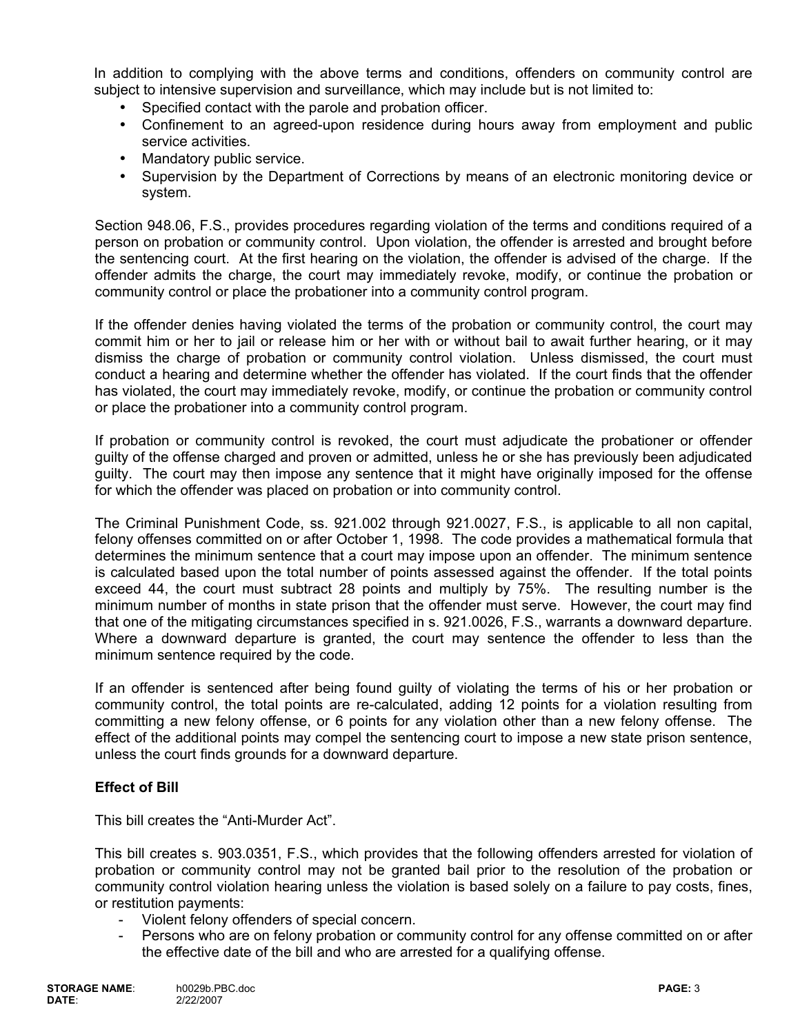In addition to complying with the above terms and conditions, offenders on community control are subject to intensive supervision and surveillance, which may include but is not limited to:

- Specified contact with the parole and probation officer.
- Confinement to an agreed-upon residence during hours away from employment and public service activities.
- Mandatory public service.
- Supervision by the Department of Corrections by means of an electronic monitoring device or system.

Section 948.06, F.S., provides procedures regarding violation of the terms and conditions required of a person on probation or community control. Upon violation, the offender is arrested and brought before the sentencing court. At the first hearing on the violation, the offender is advised of the charge. If the offender admits the charge, the court may immediately revoke, modify, or continue the probation or community control or place the probationer into a community control program.

If the offender denies having violated the terms of the probation or community control, the court may commit him or her to jail or release him or her with or without bail to await further hearing, or it may dismiss the charge of probation or community control violation. Unless dismissed, the court must conduct a hearing and determine whether the offender has violated. If the court finds that the offender has violated, the court may immediately revoke, modify, or continue the probation or community control or place the probationer into a community control program.

If probation or community control is revoked, the court must adjudicate the probationer or offender guilty of the offense charged and proven or admitted, unless he or she has previously been adjudicated guilty. The court may then impose any sentence that it might have originally imposed for the offense for which the offender was placed on probation or into community control.

The Criminal Punishment Code, ss. 921.002 through 921.0027, F.S., is applicable to all non capital, felony offenses committed on or after October 1, 1998. The code provides a mathematical formula that determines the minimum sentence that a court may impose upon an offender. The minimum sentence is calculated based upon the total number of points assessed against the offender. If the total points exceed 44, the court must subtract 28 points and multiply by 75%. The resulting number is the minimum number of months in state prison that the offender must serve. However, the court may find that one of the mitigating circumstances specified in s. 921.0026, F.S., warrants a downward departure. Where a downward departure is granted, the court may sentence the offender to less than the minimum sentence required by the code.

If an offender is sentenced after being found guilty of violating the terms of his or her probation or community control, the total points are re-calculated, adding 12 points for a violation resulting from committing a new felony offense, or 6 points for any violation other than a new felony offense. The effect of the additional points may compel the sentencing court to impose a new state prison sentence, unless the court finds grounds for a downward departure.

**Effect of Bill**

This bill creates the "Anti-Murder Act".

This bill creates s. 903.0351, F.S., which provides that the following offenders arrested for violation of probation or community control may not be granted bail prior to the resolution of the probation or community control violation hearing unless the violation is based solely on a failure to pay costs, fines, or restitution payments:

- Violent felony offenders of special concern.
- Persons who are on felony probation or community control for any offense committed on or after the effective date of the bill and who are arrested for a qualifying offense.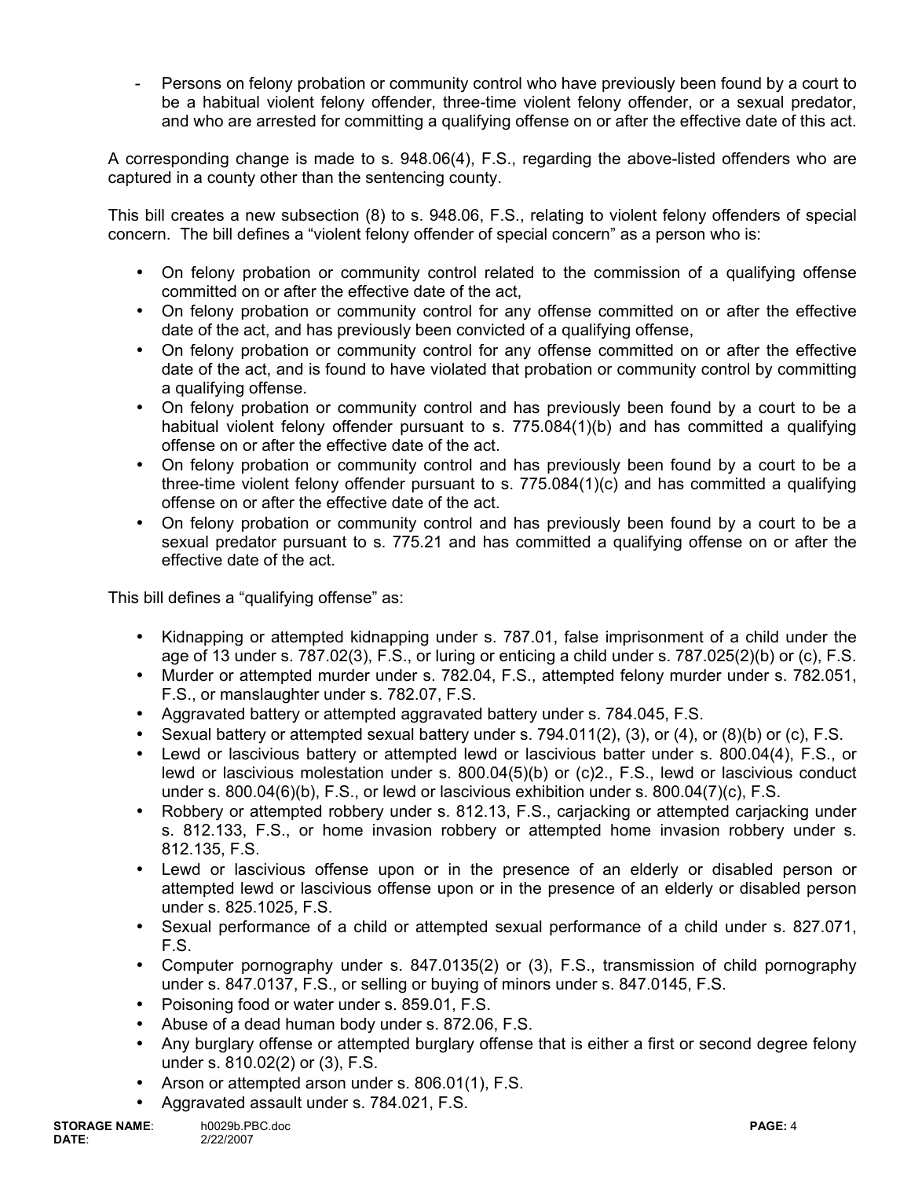- Persons on felony probation or community control who have previously been found by a court to be a habitual violent felony offender, three-time violent felony offender, or a sexual predator, and who are arrested for committing a qualifying offense on or after the effective date of this act.

A corresponding change is made to s. 948.06(4), F.S., regarding the above-listed offenders who are captured in a county other than the sentencing county.

This bill creates a new subsection (8) to s. 948.06, F.S., relating to violent felony offenders of special concern. The bill defines a "violent felony offender of special concern" as a person who is:

- On felony probation or community control related to the commission of a qualifying offense committed on or after the effective date of the act,
- On felony probation or community control for any offense committed on or after the effective date of the act, and has previously been convicted of a qualifying offense,
- On felony probation or community control for any offense committed on or after the effective date of the act, and is found to have violated that probation or community control by committing a qualifying offense.
- On felony probation or community control and has previously been found by a court to be a habitual violent felony offender pursuant to s. 775.084(1)(b) and has committed a qualifying offense on or after the effective date of the act.
- On felony probation or community control and has previously been found by a court to be a three-time violent felony offender pursuant to s. 775.084(1)(c) and has committed a qualifying offense on or after the effective date of the act.
- On felony probation or community control and has previously been found by a court to be a sexual predator pursuant to s. 775.21 and has committed a qualifying offense on or after the effective date of the act.

This bill defines a "qualifying offense" as:

- Kidnapping or attempted kidnapping under s. 787.01, false imprisonment of a child under the age of 13 under s. 787.02(3), F.S., or luring or enticing a child under s. 787.025(2)(b) or (c), F.S.
- Murder or attempted murder under s. 782.04, F.S., attempted felony murder under s. 782.051, F.S., or manslaughter under s. 782.07, F.S.
- Aggravated battery or attempted aggravated battery under s. 784.045, F.S.
- Sexual battery or attempted sexual battery under s. 794.011(2), (3), or (4), or (8)(b) or (c), F.S.
- Lewd or lascivious battery or attempted lewd or lascivious batter under s. 800.04(4), F.S., or lewd or lascivious molestation under s. 800.04(5)(b) or (c)2., F.S., lewd or lascivious conduct under s. 800.04(6)(b), F.S., or lewd or lascivious exhibition under s. 800.04(7)(c), F.S.
- Robbery or attempted robbery under s. 812.13, F.S., carjacking or attempted carjacking under s. 812.133, F.S., or home invasion robbery or attempted home invasion robbery under s. 812.135, F.S.
- Lewd or lascivious offense upon or in the presence of an elderly or disabled person or attempted lewd or lascivious offense upon or in the presence of an elderly or disabled person under s. 825.1025, F.S.
- Sexual performance of a child or attempted sexual performance of a child under s. 827.071, F.S.
- Computer pornography under s. 847.0135(2) or (3), F.S., transmission of child pornography under s. 847.0137, F.S., or selling or buying of minors under s. 847.0145, F.S.
- Poisoning food or water under s. 859.01, F.S.
- Abuse of a dead human body under s. 872.06, F.S.
- Any burglary offense or attempted burglary offense that is either a first or second degree felony under s. 810.02(2) or (3), F.S.
- Arson or attempted arson under s. 806.01(1), F.S.
- Aggravated assault under s. 784.021, F.S.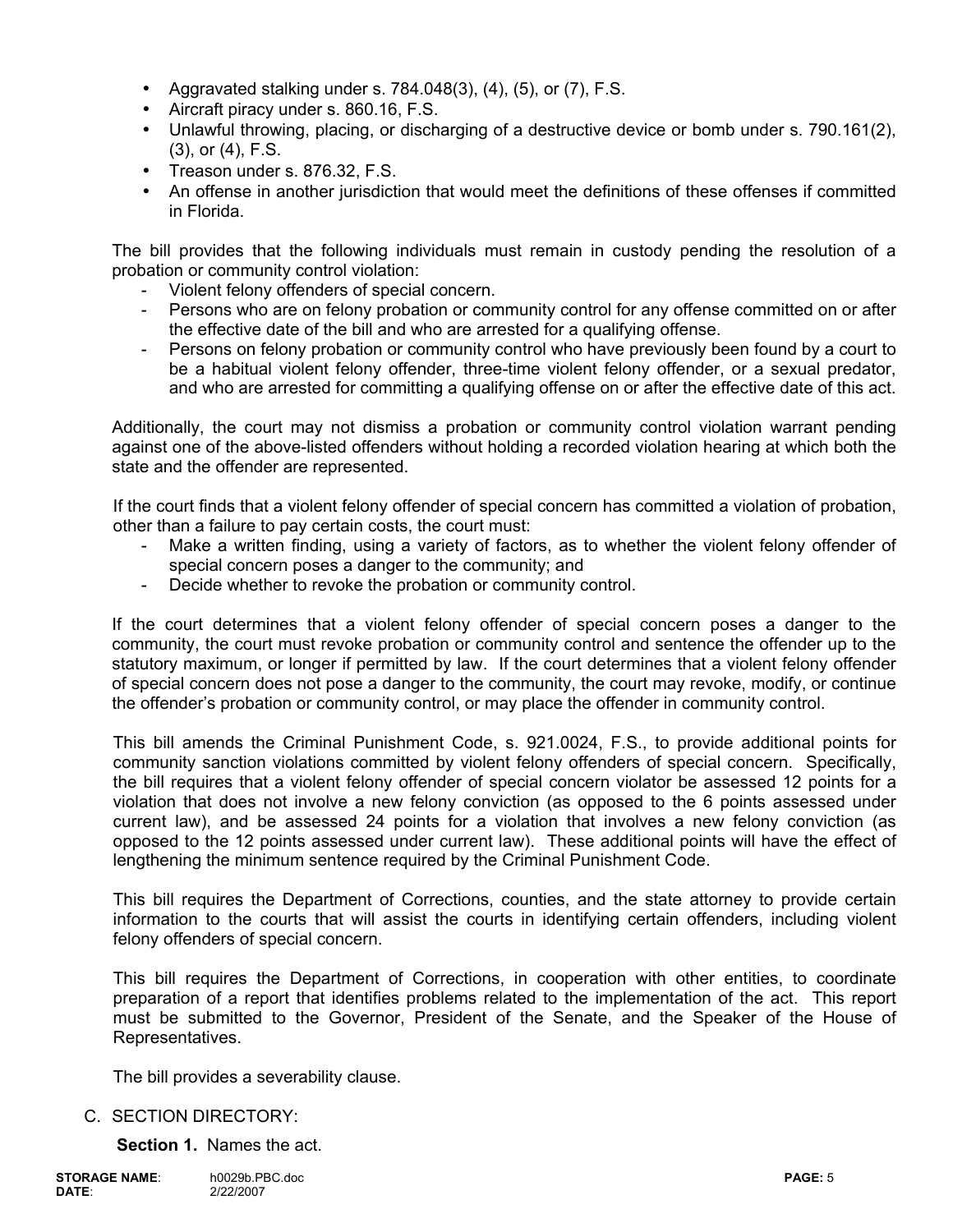- Aggravated stalking under s. 784.048(3), (4), (5), or (7), F.S.
- Aircraft piracy under s. 860.16, F.S.
- Unlawful throwing, placing, or discharging of a destructive device or bomb under s. 790.161(2), (3), or (4), F.S.
- Treason under s. 876.32, F.S.
- An offense in another jurisdiction that would meet the definitions of these offenses if committed in Florida.

The bill provides that the following individuals must remain in custody pending the resolution of a probation or community control violation:

- Violent felony offenders of special concern.
- Persons who are on felony probation or community control for any offense committed on or after the effective date of the bill and who are arrested for a qualifying offense.
- Persons on felony probation or community control who have previously been found by a court to be a habitual violent felony offender, three-time violent felony offender, or a sexual predator, and who are arrested for committing a qualifying offense on or after the effective date of this act.

Additionally, the court may not dismiss a probation or community control violation warrant pending against one of the above-listed offenders without holding a recorded violation hearing at which both the state and the offender are represented.

If the court finds that a violent felony offender of special concern has committed a violation of probation, other than a failure to pay certain costs, the court must:

- Make a written finding, using a variety of factors, as to whether the violent felony offender of special concern poses a danger to the community; and
- Decide whether to revoke the probation or community control.

If the court determines that a violent felony offender of special concern poses a danger to the community, the court must revoke probation or community control and sentence the offender up to the statutory maximum, or longer if permitted by law. If the court determines that a violent felony offender of special concern does not pose a danger to the community, the court may revoke, modify, or continue the offender's probation or community control, or may place the offender in community control.

This bill amends the Criminal Punishment Code, s. 921.0024, F.S., to provide additional points for community sanction violations committed by violent felony offenders of special concern. Specifically, the bill requires that a violent felony offender of special concern violator be assessed 12 points for a violation that does not involve a new felony conviction (as opposed to the 6 points assessed under current law), and be assessed 24 points for a violation that involves a new felony conviction (as opposed to the 12 points assessed under current law). These additional points will have the effect of lengthening the minimum sentence required by the Criminal Punishment Code.

This bill requires the Department of Corrections, counties, and the state attorney to provide certain information to the courts that will assist the courts in identifying certain offenders, including violent felony offenders of special concern.

This bill requires the Department of Corrections, in cooperation with other entities, to coordinate preparation of a report that identifies problems related to the implementation of the act. This report must be submitted to the Governor, President of the Senate, and the Speaker of the House of Representatives.

The bill provides a severability clause.

C. SECTION DIRECTORY:

**Section 1.** Names the act.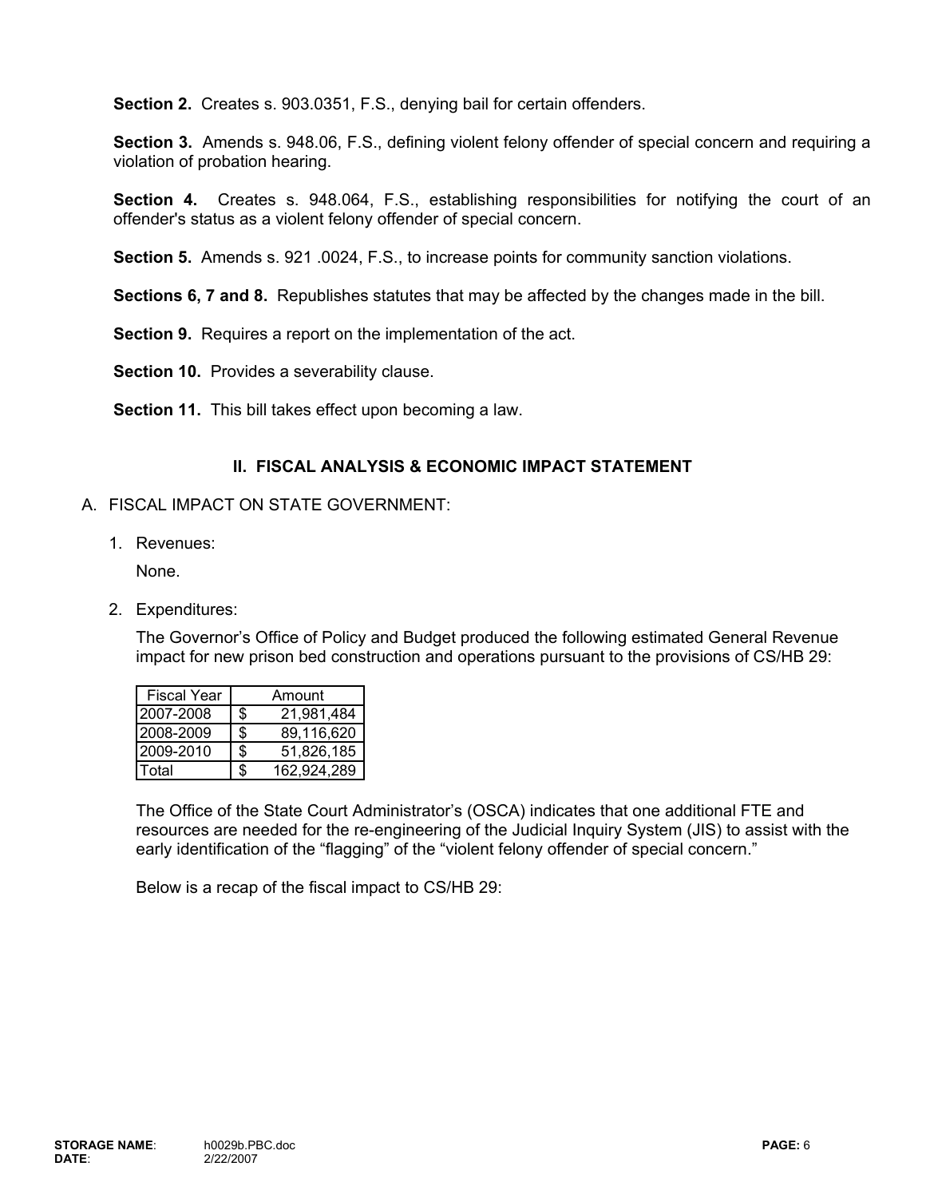**Section 2.** Creates s. 903.0351, F.S., denying bail for certain offenders.

**Section 3.** Amends s. 948.06, F.S., defining violent felony offender of special concern and requiring a violation of probation hearing.

**Section 4.** Creates s. 948.064, F.S., establishing responsibilities for notifying the court of an offender's status as a violent felony offender of special concern.

**Section 5.** Amends s. 921 .0024, F.S., to increase points for community sanction violations.

**Sections 6, 7 and 8.** Republishes statutes that may be affected by the changes made in the bill.

**Section 9.** Requires a report on the implementation of the act.

**Section 10.** Provides a severability clause.

**Section 11.** This bill takes effect upon becoming a law.

## II. FISCAL ANALYSIS & ECONOMIC IMPACT STATEMENT

A. FISCAL IMPACT ON STATE GOVERNMENT:

1. Revenues:

   None.

2. Expenditures:

   The Governor's Office of Policy and Budget produced the following estimated General Revenue impact for new prison bed construction and operations pursuant to the provisions of CS/HB 29:

| Fiscal Year | Amount |
|---|---|
| 2007-2008 | $ 21,981,484 |
| 2008-2009 | $ 89,116,620 |
| 2009-2010 | $ 51,826,185 |
| Total | $ 162,924,289 |

   The Office of the State Court Administrator's (OSCA) indicates that one additional FTE and resources are needed for the re-engineering of the Judicial Inquiry System (JIS) to assist with the early identification of the "flagging" of the "violent felony offender of special concern."

   Below is a recap of the fiscal impact to CS/HB 29: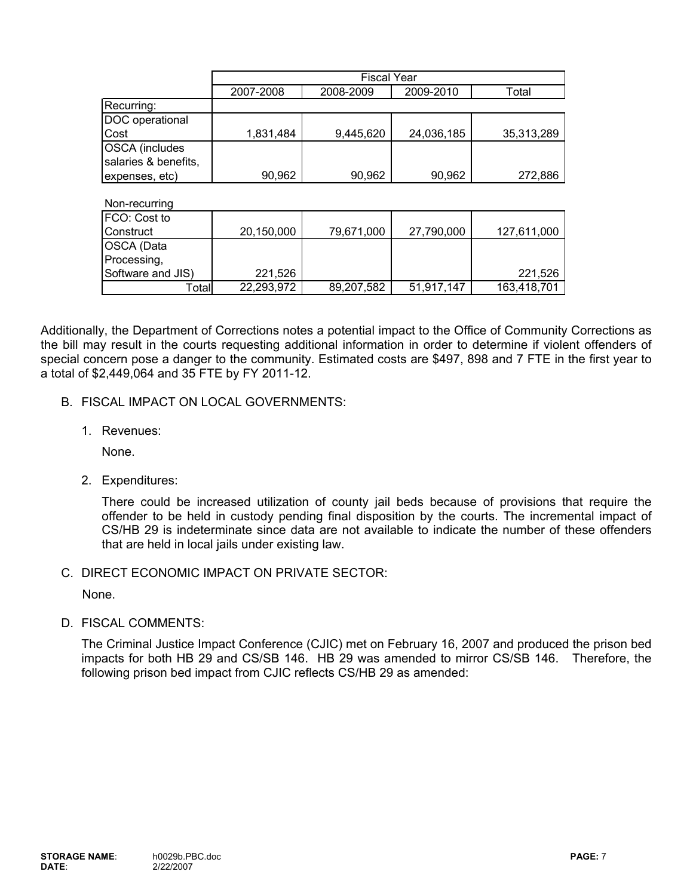| | Fiscal Year | | | |
|---|---|---|---|---|
| | 2007-2008 | 2008-2009 | 2009-2010 | Total |
| Recurring: | | | | |
| DOC operational Cost | 1,831,484 | 9,445,620 | 24,036,185 | 35,313,289 |
| OSCA (includes salaries & benefits, expenses, etc) | 90,962 | 90,962 | 90,962 | 272,886 |
| Non-recurring | | | | |
| FCO: Cost to Construct | 20,150,000 | 79,671,000 | 27,790,000 | 127,611,000 |
| OSCA (Data Processing, Software and JIS) | 221,526 | | | 221,526 |
| Total | 22,293,972 | 89,207,582 | 51,917,147 | 163,418,701 |

Additionally, the Department of Corrections notes a potential impact to the Office of Community Corrections as the bill may result in the courts requesting additional information in order to determine if violent offenders of special concern pose a danger to the community. Estimated costs are $497, 898 and 7 FTE in the first year to a total of $2,449,064 and 35 FTE by FY 2011-12.

B. FISCAL IMPACT ON LOCAL GOVERNMENTS:

1. Revenues:

   None.

2. Expenditures:

   There could be increased utilization of county jail beds because of provisions that require the offender to be held in custody pending final disposition by the courts. The incremental impact of CS/HB 29 is indeterminate since data are not available to indicate the number of these offenders that are held in local jails under existing law.

C. DIRECT ECONOMIC IMPACT ON PRIVATE SECTOR:

None.

D. FISCAL COMMENTS:

The Criminal Justice Impact Conference (CJIC) met on February 16, 2007 and produced the prison bed impacts for both HB 29 and CS/SB 146. HB 29 was amended to mirror CS/SB 146. Therefore, the following prison bed impact from CJIC reflects CS/HB 29 as amended: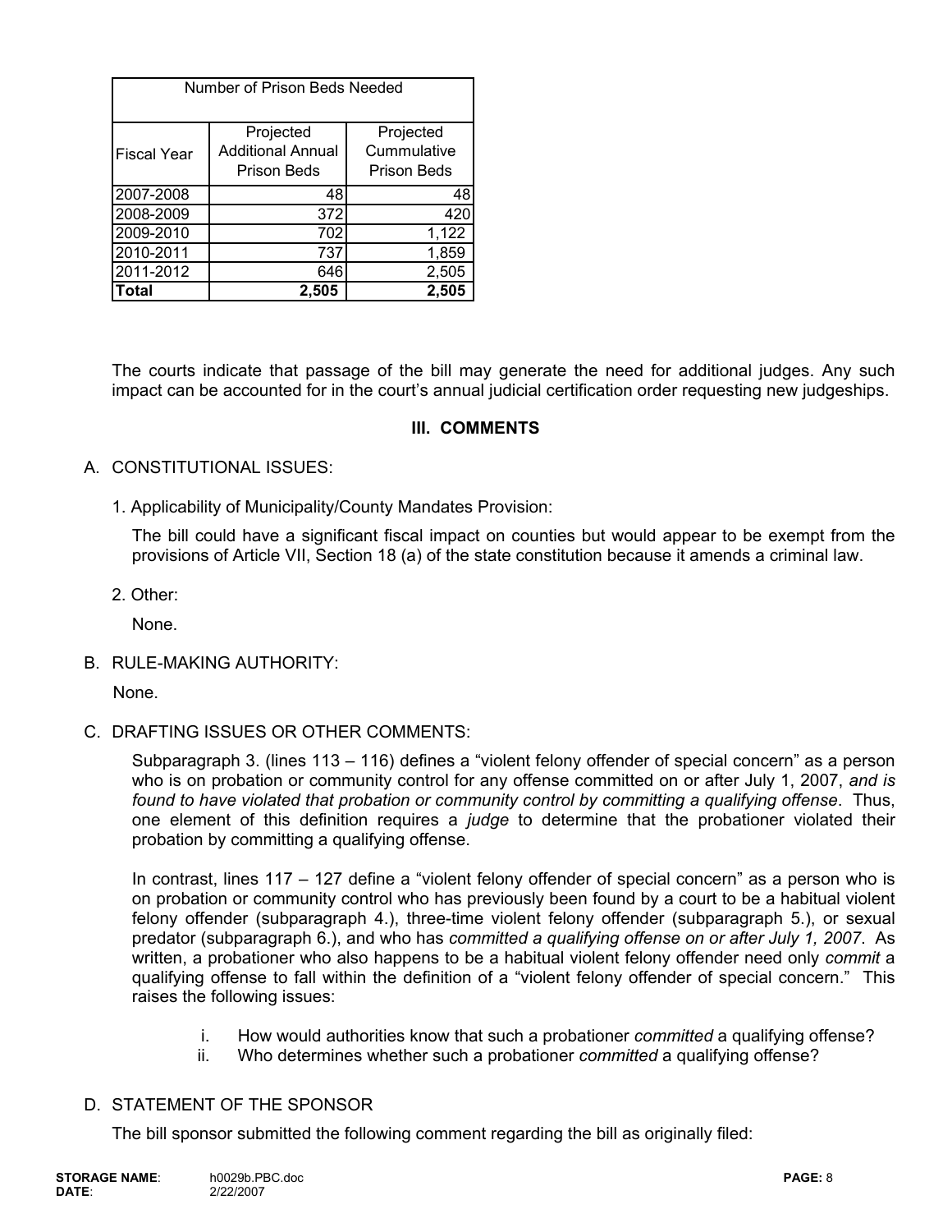| Number of Prison Beds Needed | | |
|---|---|---|
| Fiscal Year | Projected Additional Annual Prison Beds | Projected Cummulative Prison Beds |
| 2007-2008 | 48 | 48 |
| 2008-2009 | 372 | 420 |
| 2009-2010 | 702 | 1,122 |
| 2010-2011 | 737 | 1,859 |
| 2011-2012 | 646 | 2,505 |
| **Total** | **2,505** | **2,505** |

The courts indicate that passage of the bill may generate the need for additional judges. Any such impact can be accounted for in the court's annual judicial certification order requesting new judgeships.

## III. COMMENTS

A. CONSTITUTIONAL ISSUES:

1. Applicability of Municipality/County Mandates Provision:

   The bill could have a significant fiscal impact on counties but would appear to be exempt from the provisions of Article VII, Section 18 (a) of the state constitution because it amends a criminal law.

2. Other:

   None.

B. RULE-MAKING AUTHORITY:

None.

C. DRAFTING ISSUES OR OTHER COMMENTS:

Subparagraph 3. (lines 113 – 116) defines a "violent felony offender of special concern" as a person who is on probation or community control for any offense committed on or after July 1, 2007, *and is found to have violated that probation or community control by committing a qualifying offense*. Thus, one element of this definition requires a *judge* to determine that the probationer violated their probation by committing a qualifying offense.

In contrast, lines 117 – 127 define a "violent felony offender of special concern" as a person who is on probation or community control who has previously been found by a court to be a habitual violent felony offender (subparagraph 4.), three-time violent felony offender (subparagraph 5.), or sexual predator (subparagraph 6.), and who has *committed a qualifying offense on or after July 1, 2007*. As written, a probationer who also happens to be a habitual violent felony offender need only *commit* a qualifying offense to fall within the definition of a "violent felony offender of special concern." This raises the following issues:

i. How would authorities know that such a probationer *committed* a qualifying offense?
ii. Who determines whether such a probationer *committed* a qualifying offense?

D. STATEMENT OF THE SPONSOR

The bill sponsor submitted the following comment regarding the bill as originally filed: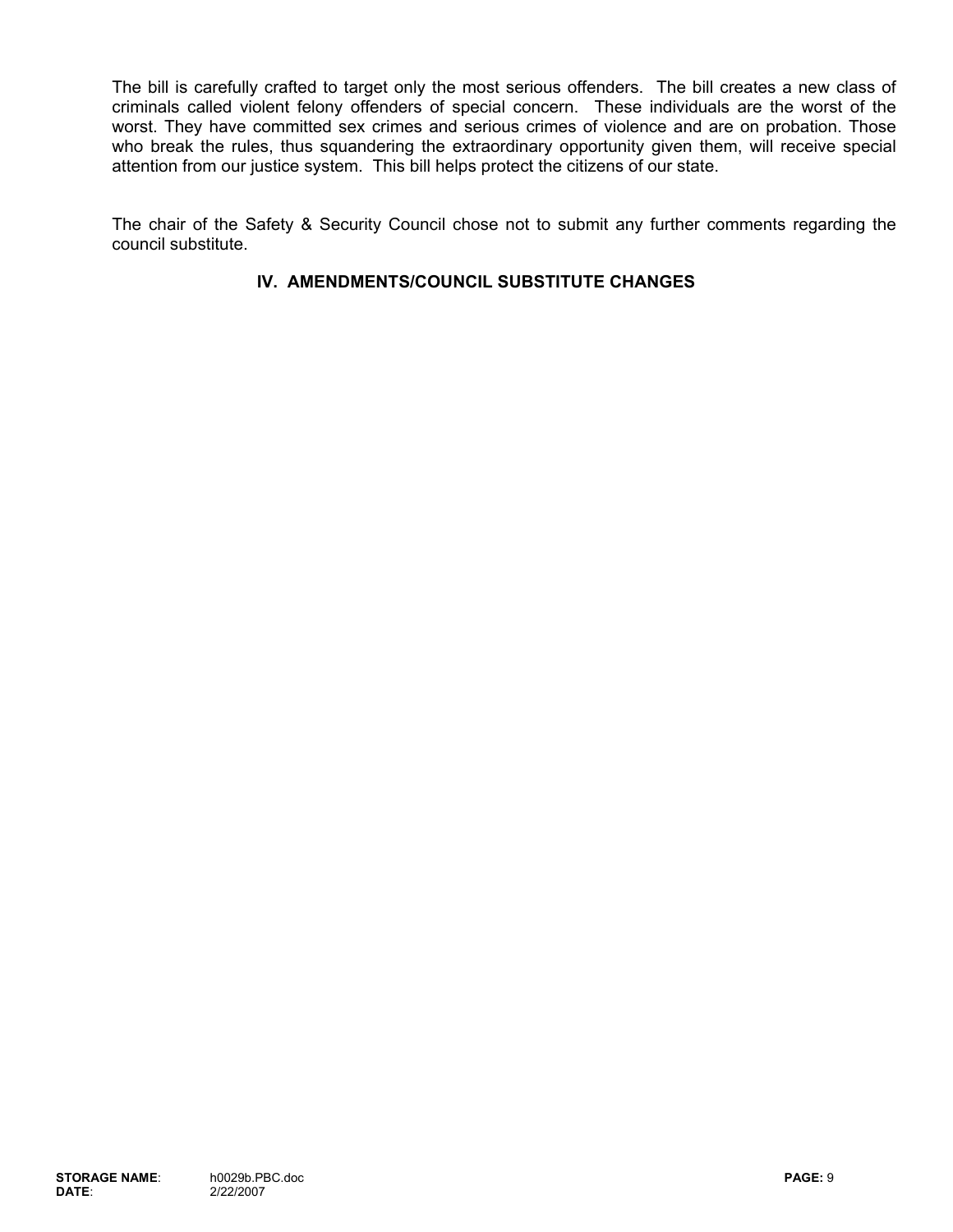The bill is carefully crafted to target only the most serious offenders. The bill creates a new class of criminals called violent felony offenders of special concern. These individuals are the worst of the worst. They have committed sex crimes and serious crimes of violence and are on probation. Those who break the rules, thus squandering the extraordinary opportunity given them, will receive special attention from our justice system. This bill helps protect the citizens of our state.

The chair of the Safety & Security Council chose not to submit any further comments regarding the council substitute.

## IV. AMENDMENTS/COUNCIL SUBSTITUTE CHANGES